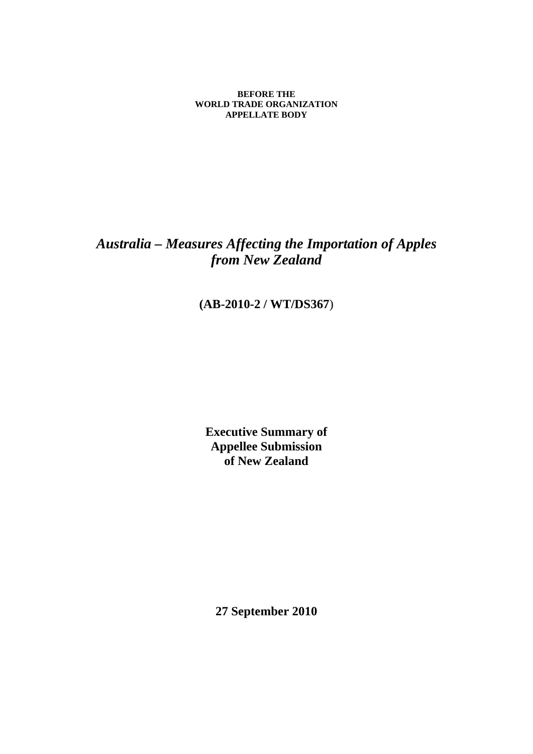**BEFORE THE**
**WORLD TRADE ORGANIZATION**
**APPELLATE BODY**

# *Australia – Measures Affecting the Importation of Apples from New Zealand*

**(AB-2010-2 / WT/DS367)**

**Executive Summary of Appellee Submission of New Zealand**

**27 September 2010**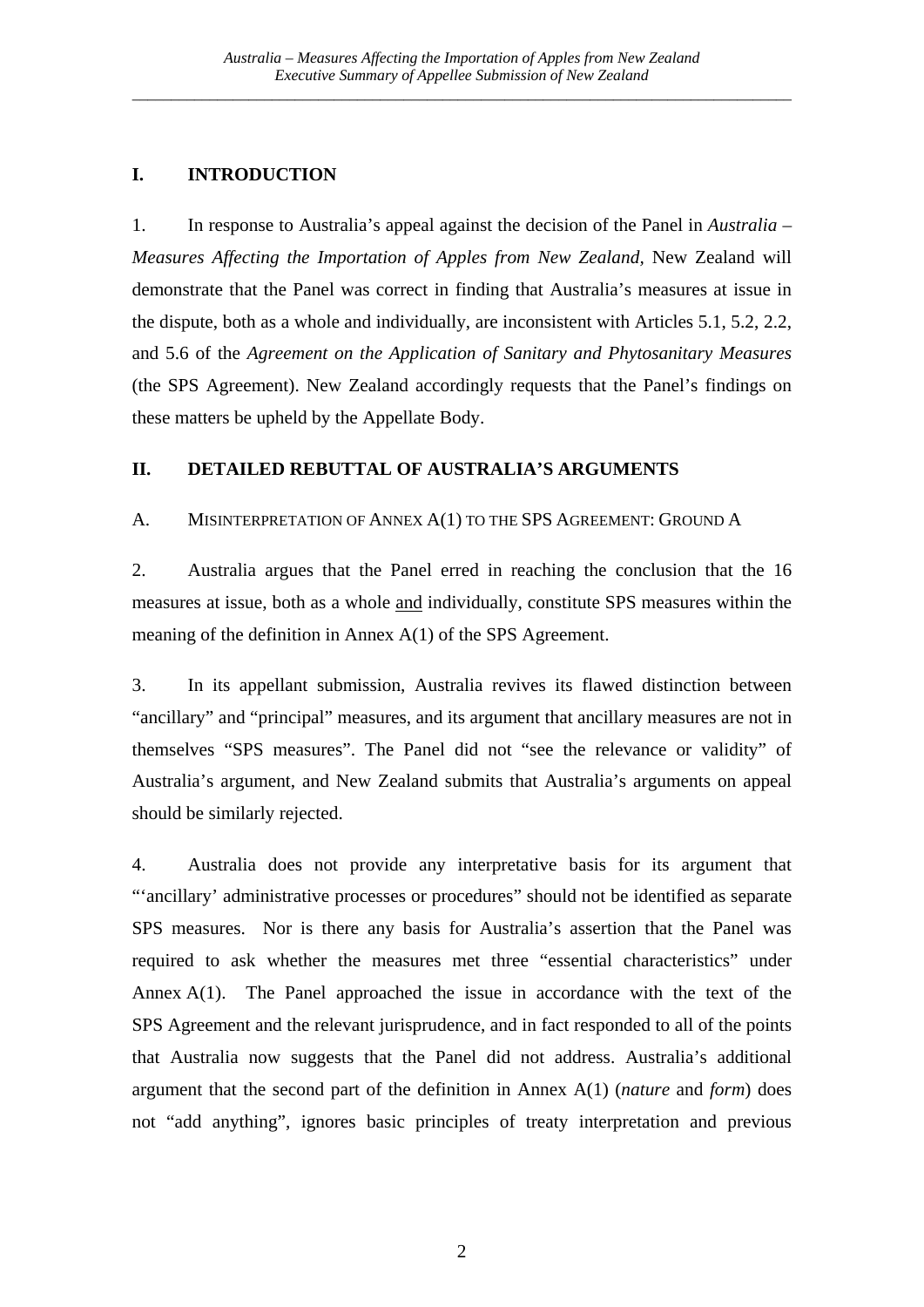## I. INTRODUCTION

1. In response to Australia's appeal against the decision of the Panel in *Australia – Measures Affecting the Importation of Apples from New Zealand,* New Zealand will demonstrate that the Panel was correct in finding that Australia's measures at issue in the dispute, both as a whole and individually, are inconsistent with Articles 5.1, 5.2, 2.2, and 5.6 of the *Agreement on the Application of Sanitary and Phytosanitary Measures* (the SPS Agreement). New Zealand accordingly requests that the Panel's findings on these matters be upheld by the Appellate Body.

## II. DETAILED REBUTTAL OF AUSTRALIA'S ARGUMENTS

### A. MISINTERPRETATION OF ANNEX A(1) TO THE SPS AGREEMENT: GROUND A

2. Australia argues that the Panel erred in reaching the conclusion that the 16 measures at issue, both as a whole and individually, constitute SPS measures within the meaning of the definition in Annex A(1) of the SPS Agreement.

3. In its appellant submission, Australia revives its flawed distinction between "ancillary" and "principal" measures, and its argument that ancillary measures are not in themselves "SPS measures". The Panel did not "see the relevance or validity" of Australia's argument, and New Zealand submits that Australia's arguments on appeal should be similarly rejected.

4. Australia does not provide any interpretative basis for its argument that "'ancillary' administrative processes or procedures" should not be identified as separate SPS measures. Nor is there any basis for Australia's assertion that the Panel was required to ask whether the measures met three "essential characteristics" under Annex A(1). The Panel approached the issue in accordance with the text of the SPS Agreement and the relevant jurisprudence, and in fact responded to all of the points that Australia now suggests that the Panel did not address. Australia's additional argument that the second part of the definition in Annex A(1) (*nature* and *form*) does not "add anything", ignores basic principles of treaty interpretation and previous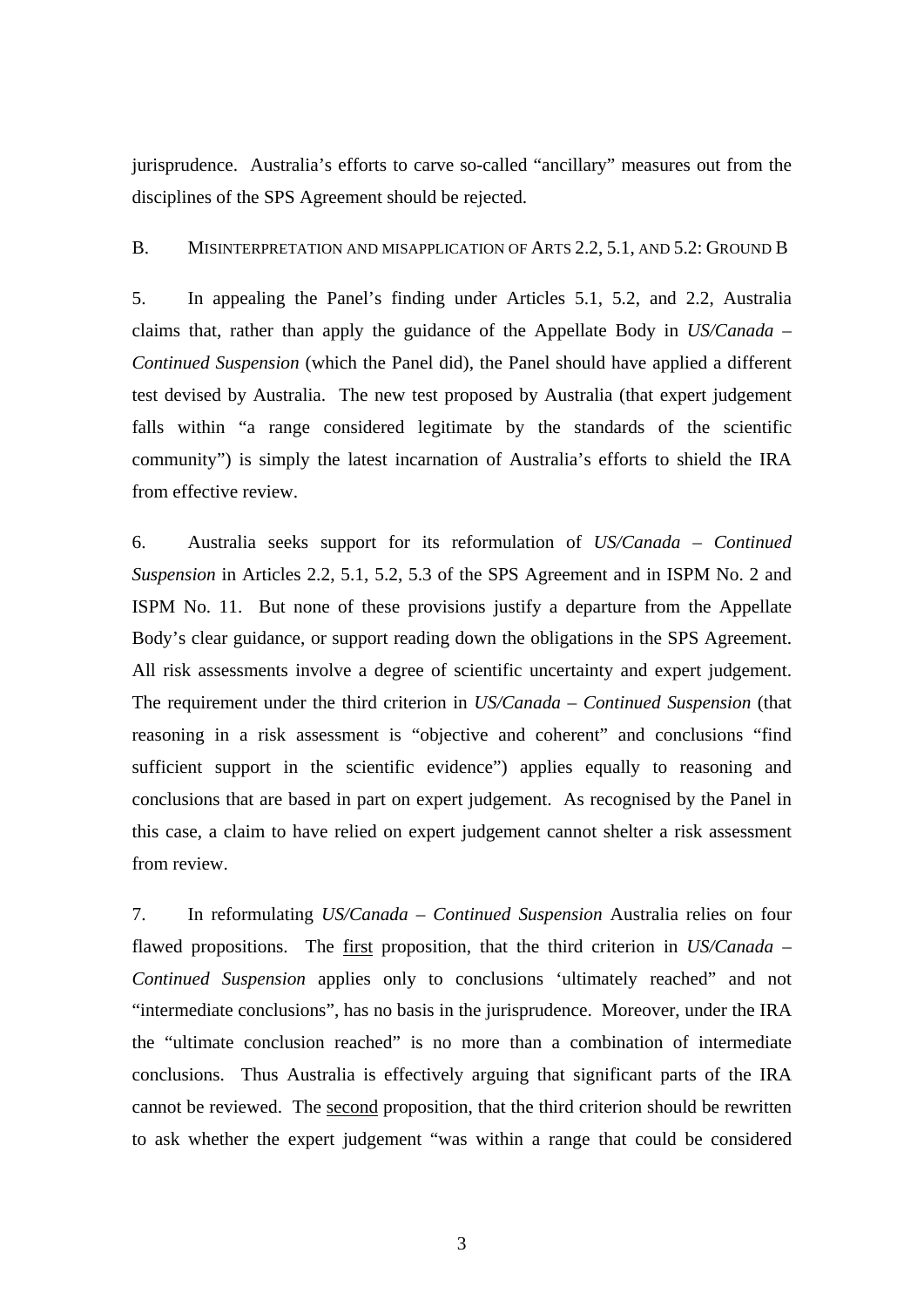jurisprudence. Australia's efforts to carve so-called "ancillary" measures out from the disciplines of the SPS Agreement should be rejected.

## B. MISINTERPRETATION AND MISAPPLICATION OF ARTS 2.2, 5.1, AND 5.2: GROUND B

5. In appealing the Panel's finding under Articles 5.1, 5.2, and 2.2, Australia claims that, rather than apply the guidance of the Appellate Body in *US/Canada – Continued Suspension* (which the Panel did), the Panel should have applied a different test devised by Australia. The new test proposed by Australia (that expert judgement falls within "a range considered legitimate by the standards of the scientific community") is simply the latest incarnation of Australia's efforts to shield the IRA from effective review.

6. Australia seeks support for its reformulation of *US/Canada – Continued Suspension* in Articles 2.2, 5.1, 5.2, 5.3 of the SPS Agreement and in ISPM No. 2 and ISPM No. 11. But none of these provisions justify a departure from the Appellate Body's clear guidance, or support reading down the obligations in the SPS Agreement. All risk assessments involve a degree of scientific uncertainty and expert judgement. The requirement under the third criterion in *US/Canada – Continued Suspension* (that reasoning in a risk assessment is "objective and coherent" and conclusions "find sufficient support in the scientific evidence") applies equally to reasoning and conclusions that are based in part on expert judgement. As recognised by the Panel in this case, a claim to have relied on expert judgement cannot shelter a risk assessment from review.

7. In reformulating *US/Canada – Continued Suspension* Australia relies on four flawed propositions. The <u>first</u> proposition, that the third criterion in *US/Canada – Continued Suspension* applies only to conclusions 'ultimately reached" and not "intermediate conclusions", has no basis in the jurisprudence. Moreover, under the IRA the "ultimate conclusion reached" is no more than a combination of intermediate conclusions. Thus Australia is effectively arguing that significant parts of the IRA cannot be reviewed. The <u>second</u> proposition, that the third criterion should be rewritten to ask whether the expert judgement "was within a range that could be considered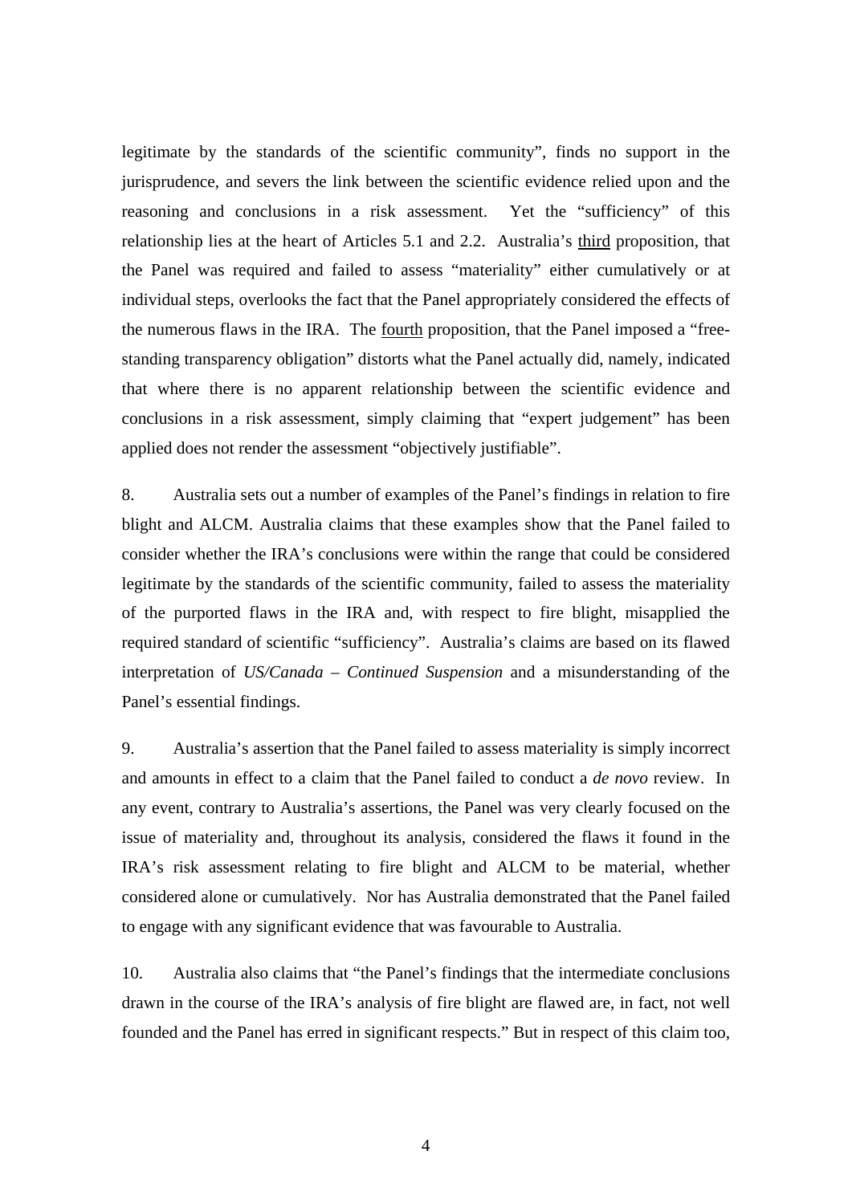legitimate by the standards of the scientific community", finds no support in the jurisprudence, and severs the link between the scientific evidence relied upon and the reasoning and conclusions in a risk assessment. Yet the "sufficiency" of this relationship lies at the heart of Articles 5.1 and 2.2. Australia's <u>third</u> proposition, that the Panel was required and failed to assess "materiality" either cumulatively or at individual steps, overlooks the fact that the Panel appropriately considered the effects of the numerous flaws in the IRA. The <u>fourth</u> proposition, that the Panel imposed a "free-standing transparency obligation" distorts what the Panel actually did, namely, indicated that where there is no apparent relationship between the scientific evidence and conclusions in a risk assessment, simply claiming that "expert judgement" has been applied does not render the assessment "objectively justifiable".

8. Australia sets out a number of examples of the Panel's findings in relation to fire blight and ALCM. Australia claims that these examples show that the Panel failed to consider whether the IRA's conclusions were within the range that could be considered legitimate by the standards of the scientific community, failed to assess the materiality of the purported flaws in the IRA and, with respect to fire blight, misapplied the required standard of scientific "sufficiency". Australia's claims are based on its flawed interpretation of *US/Canada – Continued Suspension* and a misunderstanding of the Panel's essential findings.

9. Australia's assertion that the Panel failed to assess materiality is simply incorrect and amounts in effect to a claim that the Panel failed to conduct a *de novo* review. In any event, contrary to Australia's assertions, the Panel was very clearly focused on the issue of materiality and, throughout its analysis, considered the flaws it found in the IRA's risk assessment relating to fire blight and ALCM to be material, whether considered alone or cumulatively. Nor has Australia demonstrated that the Panel failed to engage with any significant evidence that was favourable to Australia.

10. Australia also claims that "the Panel's findings that the intermediate conclusions drawn in the course of the IRA's analysis of fire blight are flawed are, in fact, not well founded and the Panel has erred in significant respects." But in respect of this claim too,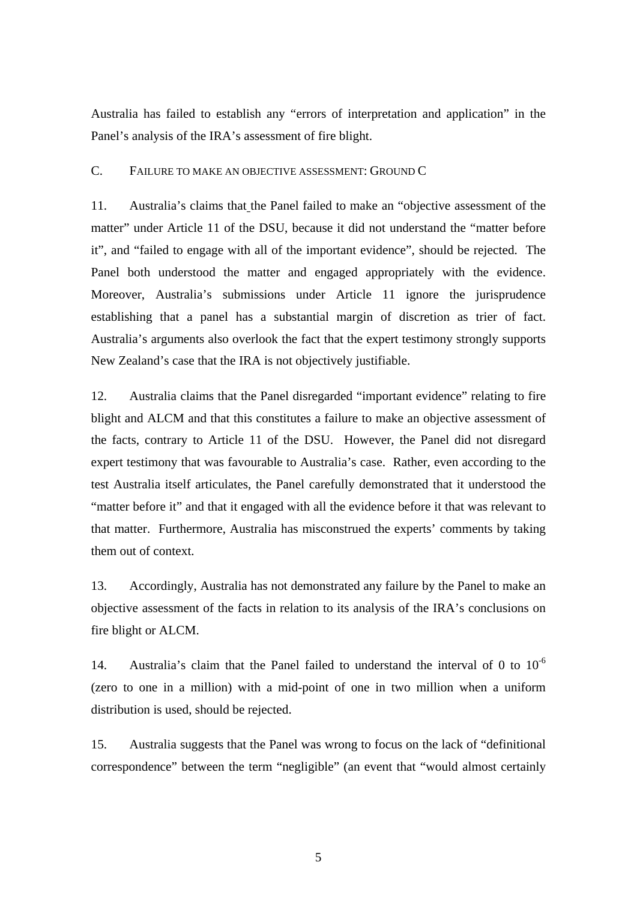Australia has failed to establish any "errors of interpretation and application" in the Panel's analysis of the IRA's assessment of fire blight.

## C. FAILURE TO MAKE AN OBJECTIVE ASSESSMENT: GROUND C

11. Australia's claims that the Panel failed to make an "objective assessment of the matter" under Article 11 of the DSU, because it did not understand the "matter before it", and "failed to engage with all of the important evidence", should be rejected. The Panel both understood the matter and engaged appropriately with the evidence. Moreover, Australia's submissions under Article 11 ignore the jurisprudence establishing that a panel has a substantial margin of discretion as trier of fact. Australia's arguments also overlook the fact that the expert testimony strongly supports New Zealand's case that the IRA is not objectively justifiable.

12. Australia claims that the Panel disregarded "important evidence" relating to fire blight and ALCM and that this constitutes a failure to make an objective assessment of the facts, contrary to Article 11 of the DSU. However, the Panel did not disregard expert testimony that was favourable to Australia's case. Rather, even according to the test Australia itself articulates, the Panel carefully demonstrated that it understood the "matter before it" and that it engaged with all the evidence before it that was relevant to that matter. Furthermore, Australia has misconstrued the experts' comments by taking them out of context.

13. Accordingly, Australia has not demonstrated any failure by the Panel to make an objective assessment of the facts in relation to its analysis of the IRA's conclusions on fire blight or ALCM.

14. Australia's claim that the Panel failed to understand the interval of 0 to $10^{-6}$ (zero to one in a million) with a mid-point of one in two million when a uniform distribution is used, should be rejected.

15. Australia suggests that the Panel was wrong to focus on the lack of "definitional correspondence" between the term "negligible" (an event that "would almost certainly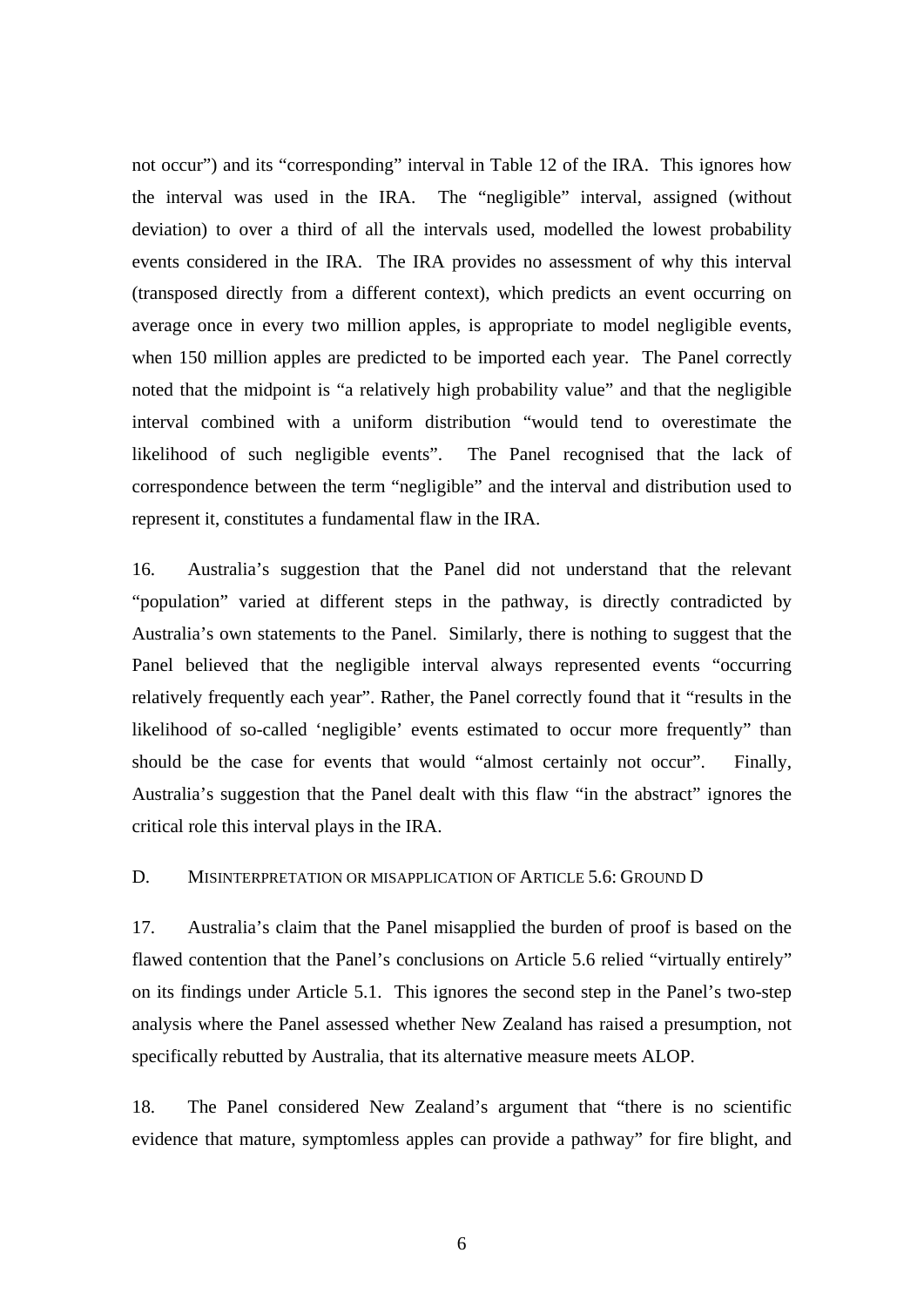not occur") and its "corresponding" interval in Table 12 of the IRA. This ignores how the interval was used in the IRA. The "negligible" interval, assigned (without deviation) to over a third of all the intervals used, modelled the lowest probability events considered in the IRA. The IRA provides no assessment of why this interval (transposed directly from a different context), which predicts an event occurring on average once in every two million apples, is appropriate to model negligible events, when 150 million apples are predicted to be imported each year. The Panel correctly noted that the midpoint is "a relatively high probability value" and that the negligible interval combined with a uniform distribution "would tend to overestimate the likelihood of such negligible events". The Panel recognised that the lack of correspondence between the term "negligible" and the interval and distribution used to represent it, constitutes a fundamental flaw in the IRA.

16. Australia's suggestion that the Panel did not understand that the relevant "population" varied at different steps in the pathway, is directly contradicted by Australia's own statements to the Panel. Similarly, there is nothing to suggest that the Panel believed that the negligible interval always represented events "occurring relatively frequently each year". Rather, the Panel correctly found that it "results in the likelihood of so-called 'negligible' events estimated to occur more frequently" than should be the case for events that would "almost certainly not occur". Finally, Australia's suggestion that the Panel dealt with this flaw "in the abstract" ignores the critical role this interval plays in the IRA.

### D. MISINTERPRETATION OR MISAPPLICATION OF ARTICLE 5.6: GROUND D

17. Australia's claim that the Panel misapplied the burden of proof is based on the flawed contention that the Panel's conclusions on Article 5.6 relied "virtually entirely" on its findings under Article 5.1. This ignores the second step in the Panel's two-step analysis where the Panel assessed whether New Zealand has raised a presumption, not specifically rebutted by Australia, that its alternative measure meets ALOP.

18. The Panel considered New Zealand's argument that "there is no scientific evidence that mature, symptomless apples can provide a pathway" for fire blight, and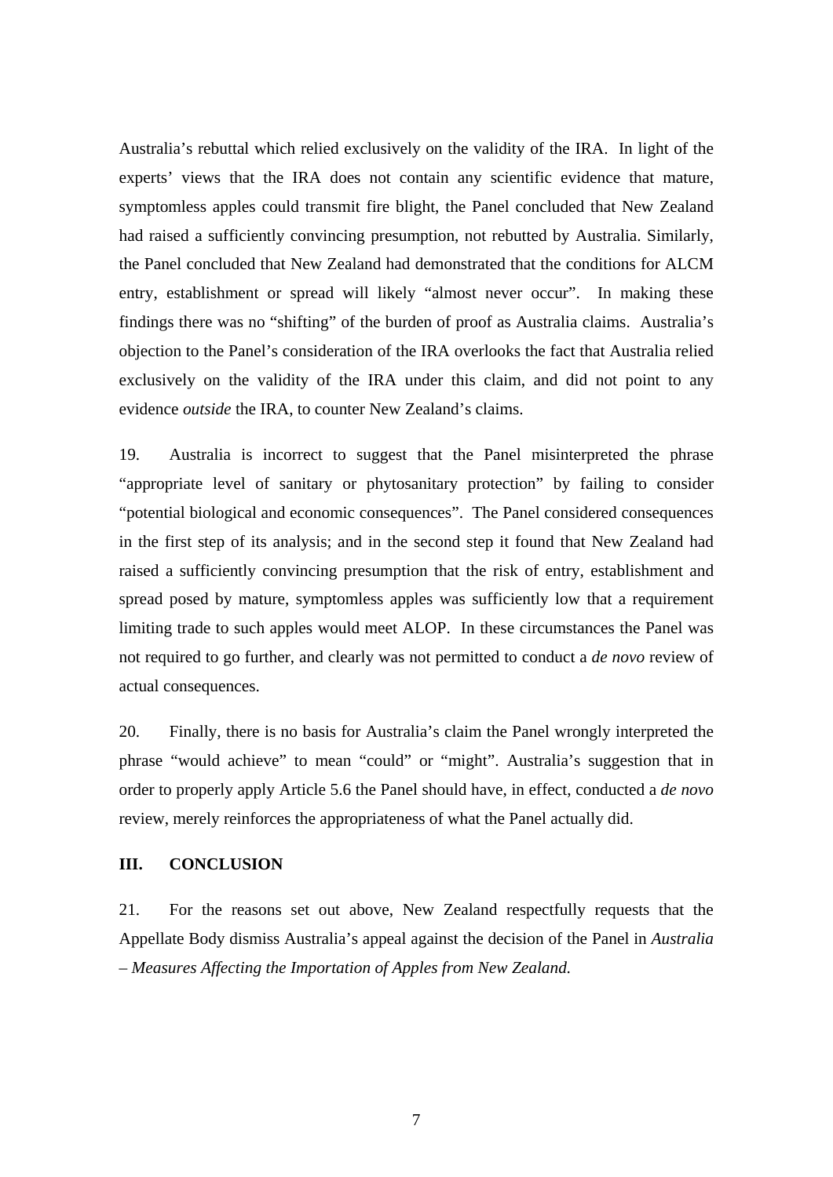Australia's rebuttal which relied exclusively on the validity of the IRA. In light of the experts' views that the IRA does not contain any scientific evidence that mature, symptomless apples could transmit fire blight, the Panel concluded that New Zealand had raised a sufficiently convincing presumption, not rebutted by Australia. Similarly, the Panel concluded that New Zealand had demonstrated that the conditions for ALCM entry, establishment or spread will likely "almost never occur". In making these findings there was no "shifting" of the burden of proof as Australia claims. Australia's objection to the Panel's consideration of the IRA overlooks the fact that Australia relied exclusively on the validity of the IRA under this claim, and did not point to any evidence *outside* the IRA, to counter New Zealand's claims.

19. Australia is incorrect to suggest that the Panel misinterpreted the phrase "appropriate level of sanitary or phytosanitary protection" by failing to consider "potential biological and economic consequences". The Panel considered consequences in the first step of its analysis; and in the second step it found that New Zealand had raised a sufficiently convincing presumption that the risk of entry, establishment and spread posed by mature, symptomless apples was sufficiently low that a requirement limiting trade to such apples would meet ALOP. In these circumstances the Panel was not required to go further, and clearly was not permitted to conduct a *de novo* review of actual consequences.

20. Finally, there is no basis for Australia's claim the Panel wrongly interpreted the phrase "would achieve" to mean "could" or "might". Australia's suggestion that in order to properly apply Article 5.6 the Panel should have, in effect, conducted a *de novo* review, merely reinforces the appropriateness of what the Panel actually did.

## III. CONCLUSION

21. For the reasons set out above, New Zealand respectfully requests that the Appellate Body dismiss Australia's appeal against the decision of the Panel in *Australia – Measures Affecting the Importation of Apples from New Zealand.*